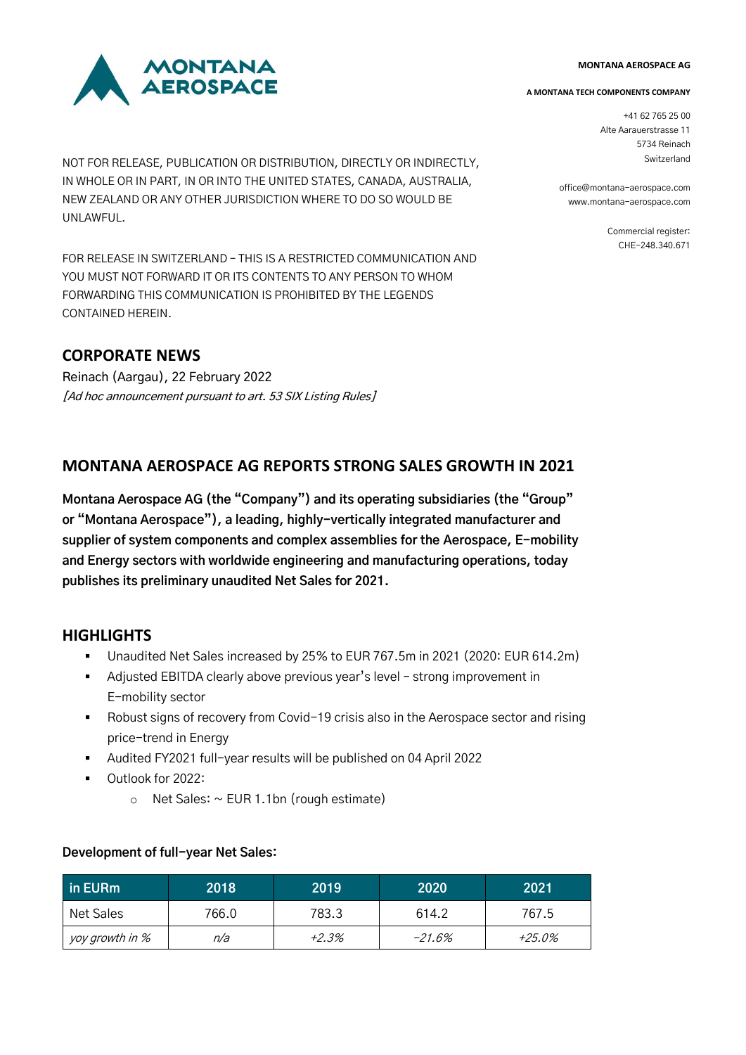MONTANA AEROSPACE

**MONTANA AEROSPACE AG**

**A MONTANA TECH COMPONENTS COMPANY**

+41 62 765 25 00
Alte Aarauerstrasse 11
5734 Reinach
Switzerland

office@montana-aerospace.com
www.montana-aerospace.com

Commercial register:
CHE-248.340.671

NOT FOR RELEASE, PUBLICATION OR DISTRIBUTION, DIRECTLY OR INDIRECTLY, IN WHOLE OR IN PART, IN OR INTO THE UNITED STATES, CANADA, AUSTRALIA, NEW ZEALAND OR ANY OTHER JURISDICTION WHERE TO DO SO WOULD BE UNLAWFUL.

FOR RELEASE IN SWITZERLAND – THIS IS A RESTRICTED COMMUNICATION AND YOU MUST NOT FORWARD IT OR ITS CONTENTS TO ANY PERSON TO WHOM FORWARDING THIS COMMUNICATION IS PROHIBITED BY THE LEGENDS CONTAINED HEREIN.

## CORPORATE NEWS

Reinach (Aargau), 22 February 2022
*[Ad hoc announcement pursuant to art. 53 SIX Listing Rules]*

## MONTANA AEROSPACE AG REPORTS STRONG SALES GROWTH IN 2021

**Montana Aerospace AG (the "Company") and its operating subsidiaries (the "Group" or "Montana Aerospace"), a leading, highly-vertically integrated manufacturer and supplier of system components and complex assemblies for the Aerospace, E-mobility and Energy sectors with worldwide engineering and manufacturing operations, today publishes its preliminary unaudited Net Sales for 2021.**

## HIGHLIGHTS

- Unaudited Net Sales increased by 25% to EUR 767.5m in 2021 (2020: EUR 614.2m)
- Adjusted EBITDA clearly above previous year's level – strong improvement in E-mobility sector
- Robust signs of recovery from Covid-19 crisis also in the Aerospace sector and rising price-trend in Energy
- Audited FY2021 full-year results will be published on 04 April 2022
- Outlook for 2022:
  - Net Sales: ~ EUR 1.1bn (rough estimate)

**Development of full-year Net Sales:**

| in EURm | 2018 | 2019 | 2020 | 2021 |
|---|---|---|---|---|
| Net Sales | 766.0 | 783.3 | 614.2 | 767.5 |
| *yoy growth in %* | *n/a* | *+2.3%* | *-21.6%* | *+25.0%* |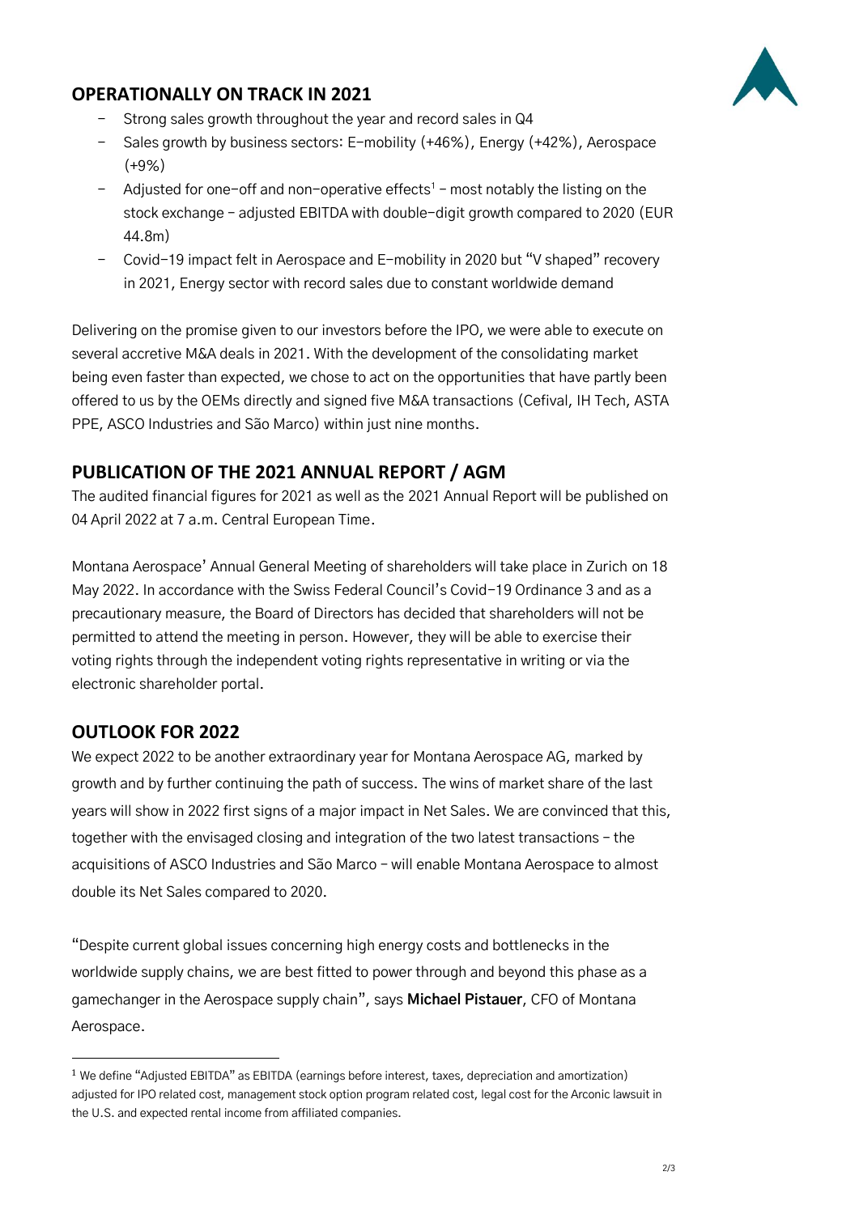## OPERATIONALLY ON TRACK IN 2021

- Strong sales growth throughout the year and record sales in Q4
- Sales growth by business sectors: E-mobility (+46%), Energy (+42%), Aerospace (+9%)
- Adjusted for one-off and non-operative effects[1] – most notably the listing on the stock exchange – adjusted EBITDA with double-digit growth compared to 2020 (EUR 44.8m)
- Covid-19 impact felt in Aerospace and E-mobility in 2020 but "V shaped" recovery in 2021, Energy sector with record sales due to constant worldwide demand

Delivering on the promise given to our investors before the IPO, we were able to execute on several accretive M&A deals in 2021. With the development of the consolidating market being even faster than expected, we chose to act on the opportunities that have partly been offered to us by the OEMs directly and signed five M&A transactions (Cefival, IH Tech, ASTA PPE, ASCO Industries and São Marco) within just nine months.

## PUBLICATION OF THE 2021 ANNUAL REPORT / AGM

The audited financial figures for 2021 as well as the 2021 Annual Report will be published on 04 April 2022 at 7 a.m. Central European Time.

Montana Aerospace' Annual General Meeting of shareholders will take place in Zurich on 18 May 2022. In accordance with the Swiss Federal Council's Covid-19 Ordinance 3 and as a precautionary measure, the Board of Directors has decided that shareholders will not be permitted to attend the meeting in person. However, they will be able to exercise their voting rights through the independent voting rights representative in writing or via the electronic shareholder portal.

## OUTLOOK FOR 2022

We expect 2022 to be another extraordinary year for Montana Aerospace AG, marked by growth and by further continuing the path of success. The wins of market share of the last years will show in 2022 first signs of a major impact in Net Sales. We are convinced that this, together with the envisaged closing and integration of the two latest transactions – the acquisitions of ASCO Industries and São Marco – will enable Montana Aerospace to almost double its Net Sales compared to 2020.

"Despite current global issues concerning high energy costs and bottlenecks in the worldwide supply chains, we are best fitted to power through and beyond this phase as a gamechanger in the Aerospace supply chain", says **Michael Pistauer**, CFO of Montana Aerospace.

---

[1] We define "Adjusted EBITDA" as EBITDA (earnings before interest, taxes, depreciation and amortization) adjusted for IPO related cost, management stock option program related cost, legal cost for the Arconic lawsuit in the U.S. and expected rental income from affiliated companies.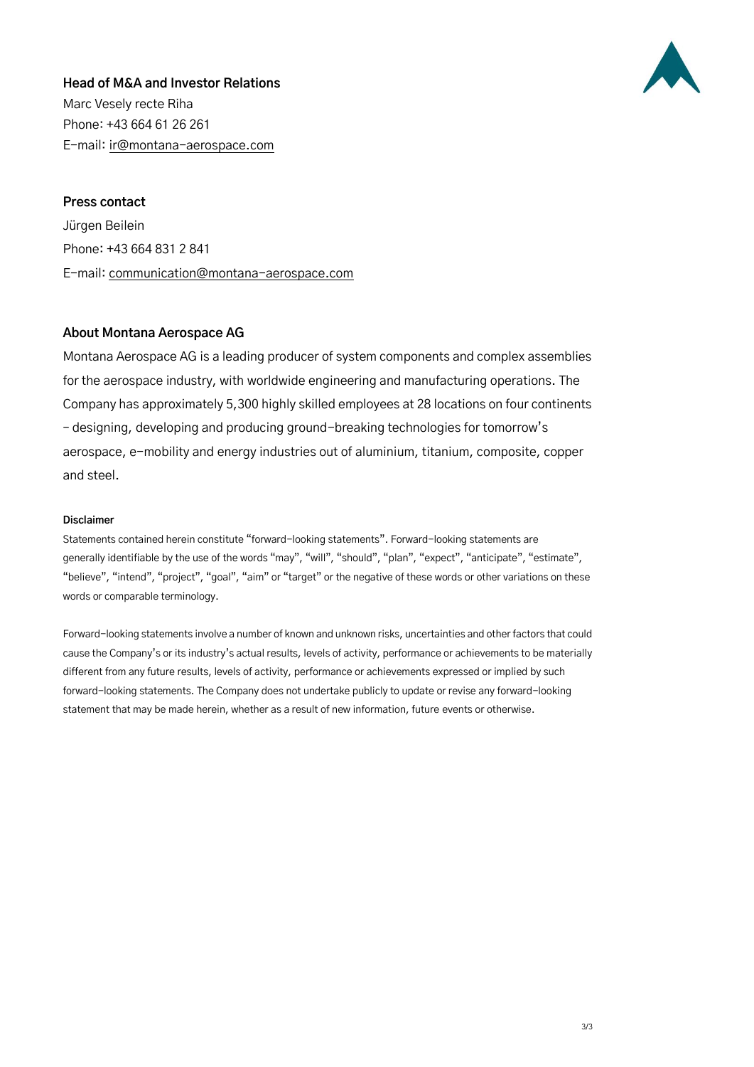**Head of M&A and Investor Relations**

Marc Vesely recte Riha
Phone: +43 664 61 26 261
E-mail: ir@montana-aerospace.com

**Press contact**

Jürgen Beilein
Phone: +43 664 831 2 841
E-mail: communication@montana-aerospace.com

## About Montana Aerospace AG

Montana Aerospace AG is a leading producer of system components and complex assemblies for the aerospace industry, with worldwide engineering and manufacturing operations. The Company has approximately 5,300 highly skilled employees at 28 locations on four continents – designing, developing and producing ground-breaking technologies for tomorrow's aerospace, e-mobility and energy industries out of aluminium, titanium, composite, copper and steel.

**Disclaimer**

Statements contained herein constitute "forward-looking statements". Forward-looking statements are generally identifiable by the use of the words "may", "will", "should", "plan", "expect", "anticipate", "estimate", "believe", "intend", "project", "goal", "aim" or "target" or the negative of these words or other variations on these words or comparable terminology.

Forward-looking statements involve a number of known and unknown risks, uncertainties and other factors that could cause the Company's or its industry's actual results, levels of activity, performance or achievements to be materially different from any future results, levels of activity, performance or achievements expressed or implied by such forward-looking statements. The Company does not undertake publicly to update or revise any forward-looking statement that may be made herein, whether as a result of new information, future events or otherwise.